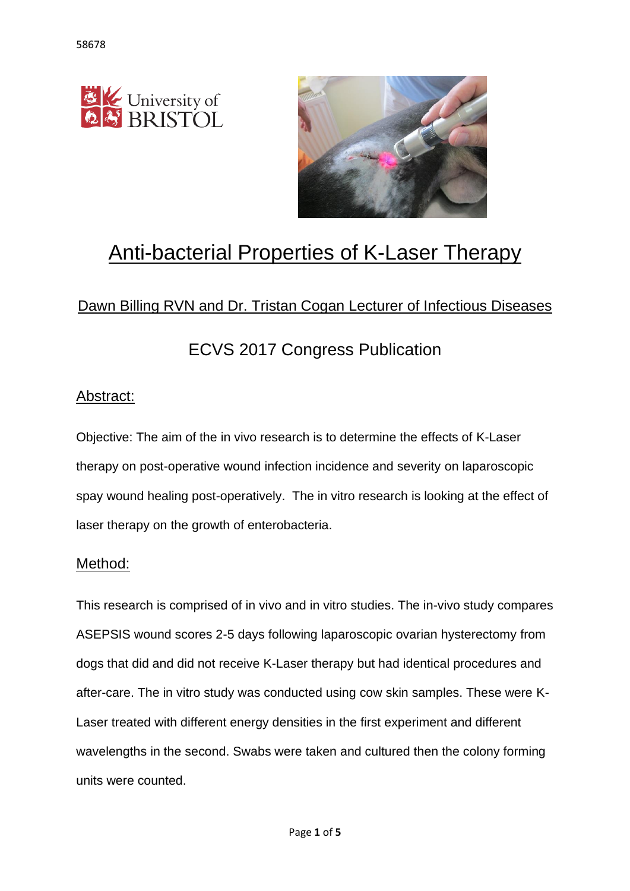58678

# Anti-bacterial Properties of K-Laser Therapy

Dawn Billing RVN and Dr. Tristan Cogan Lecturer of Infectious Diseases

ECVS 2017 Congress Publication

## Abstract:

Objective: The aim of the in vivo research is to determine the effects of K-Laser therapy on post-operative wound infection incidence and severity on laparoscopic spay wound healing post-operatively. The in vitro research is looking at the effect of laser therapy on the growth of enterobacteria.

## Method:

This research is comprised of in vivo and in vitro studies. The in-vivo study compares ASEPSIS wound scores 2-5 days following laparoscopic ovarian hysterectomy from dogs that did and did not receive K-Laser therapy but had identical procedures and after-care. The in vitro study was conducted using cow skin samples. These were K-Laser treated with different energy densities in the first experiment and different wavelengths in the second. Swabs were taken and cultured then the colony forming units were counted.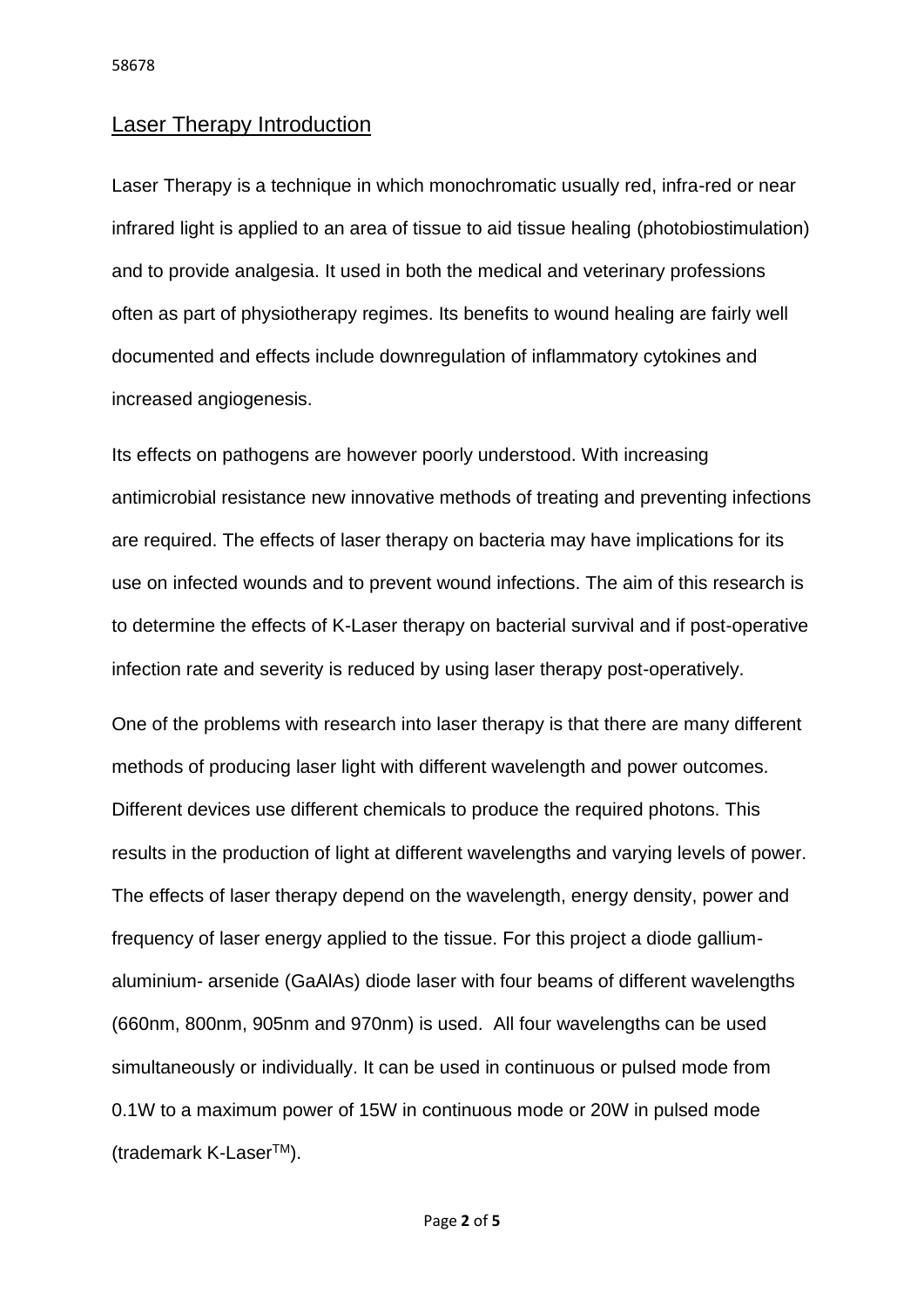## Laser Therapy Introduction

Laser Therapy is a technique in which monochromatic usually red, infra-red or near infrared light is applied to an area of tissue to aid tissue healing (photobiostimulation) and to provide analgesia. It used in both the medical and veterinary professions often as part of physiotherapy regimes. Its benefits to wound healing are fairly well documented and effects include downregulation of inflammatory cytokines and increased angiogenesis.

Its effects on pathogens are however poorly understood. With increasing antimicrobial resistance new innovative methods of treating and preventing infections are required. The effects of laser therapy on bacteria may have implications for its use on infected wounds and to prevent wound infections. The aim of this research is to determine the effects of K-Laser therapy on bacterial survival and if post-operative infection rate and severity is reduced by using laser therapy post-operatively.

One of the problems with research into laser therapy is that there are many different methods of producing laser light with different wavelength and power outcomes. Different devices use different chemicals to produce the required photons. This results in the production of light at different wavelengths and varying levels of power. The effects of laser therapy depend on the wavelength, energy density, power and frequency of laser energy applied to the tissue. For this project a diode gallium-aluminium- arsenide (GaAlAs) diode laser with four beams of different wavelengths (660nm, 800nm, 905nm and 970nm) is used. All four wavelengths can be used simultaneously or individually. It can be used in continuous or pulsed mode from 0.1W to a maximum power of 15W in continuous mode or 20W in pulsed mode (trademark K-Laser$^{TM}$).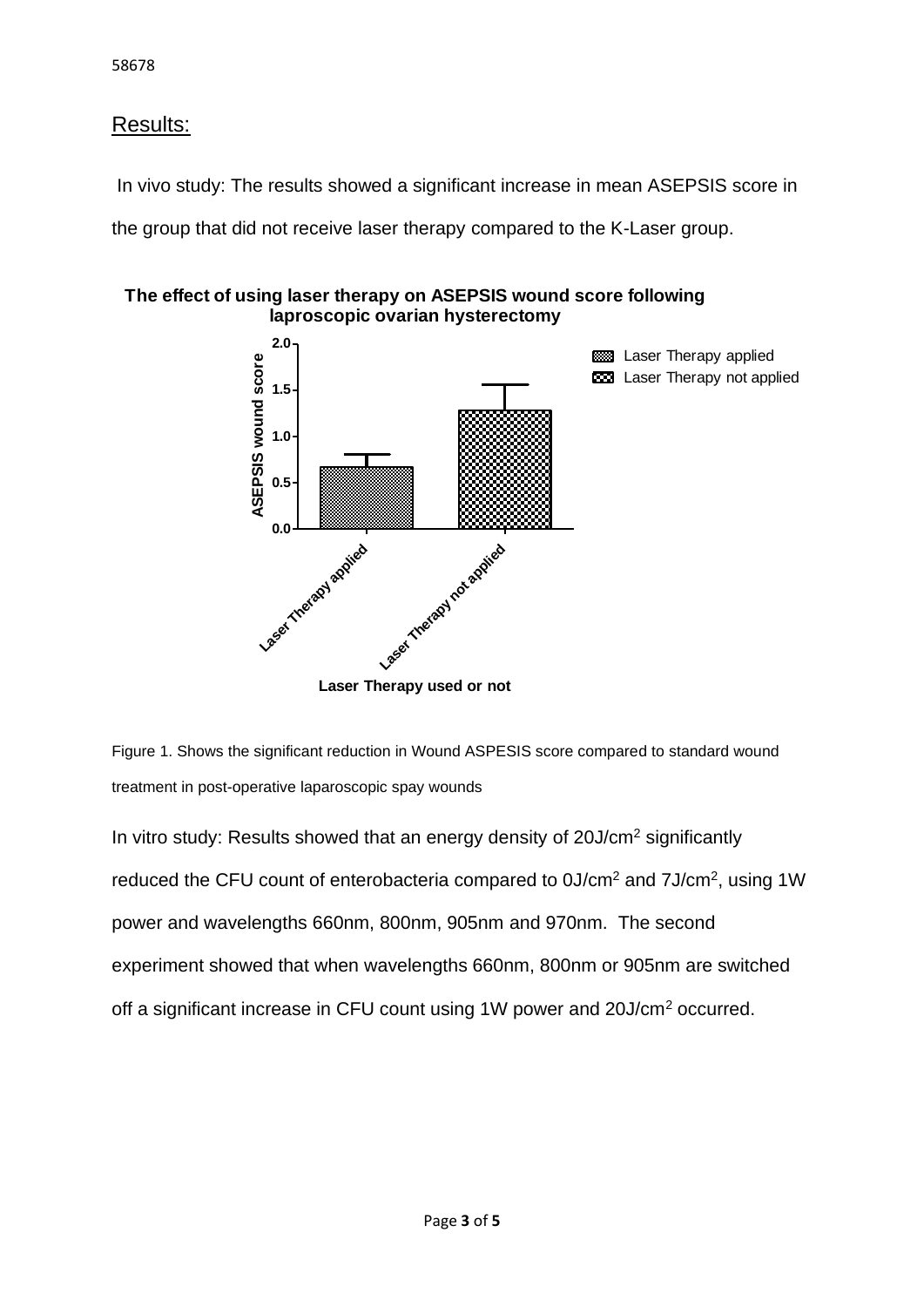## Results:

In vivo study: The results showed a significant increase in mean ASEPSIS score in the group that did not receive laser therapy compared to the K-Laser group.

Figure 1. Shows the significant reduction in Wound ASPESIS score compared to standard wound treatment in post-operative laparoscopic spay wounds

In vitro study: Results showed that an energy density of 20J/cm$^2$ significantly reduced the CFU count of enterobacteria compared to 0J/cm$^2$ and 7J/cm$^2$, using 1W power and wavelengths 660nm, 800nm, 905nm and 970nm. The second experiment showed that when wavelengths 660nm, 800nm or 905nm are switched off a significant increase in CFU count using 1W power and 20J/cm$^2$ occurred.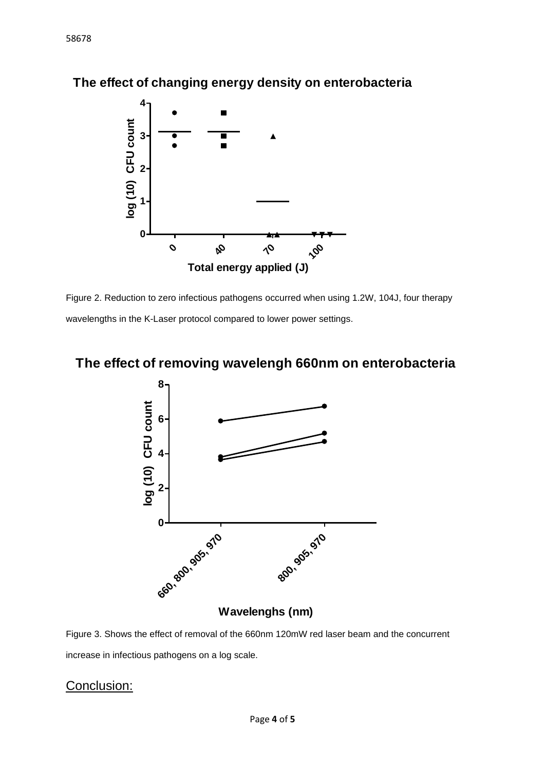## The effect of changing energy density on enterobacteria

Figure 2. Reduction to zero infectious pathogens occurred when using 1.2W, 104J, four therapy wavelengths in the K-Laser protocol compared to lower power settings.

## The effect of removing wavelengh 660nm on enterobacteria

Figure 3. Shows the effect of removal of the 660nm 120mW red laser beam and the concurrent increase in infectious pathogens on a log scale.

## Conclusion: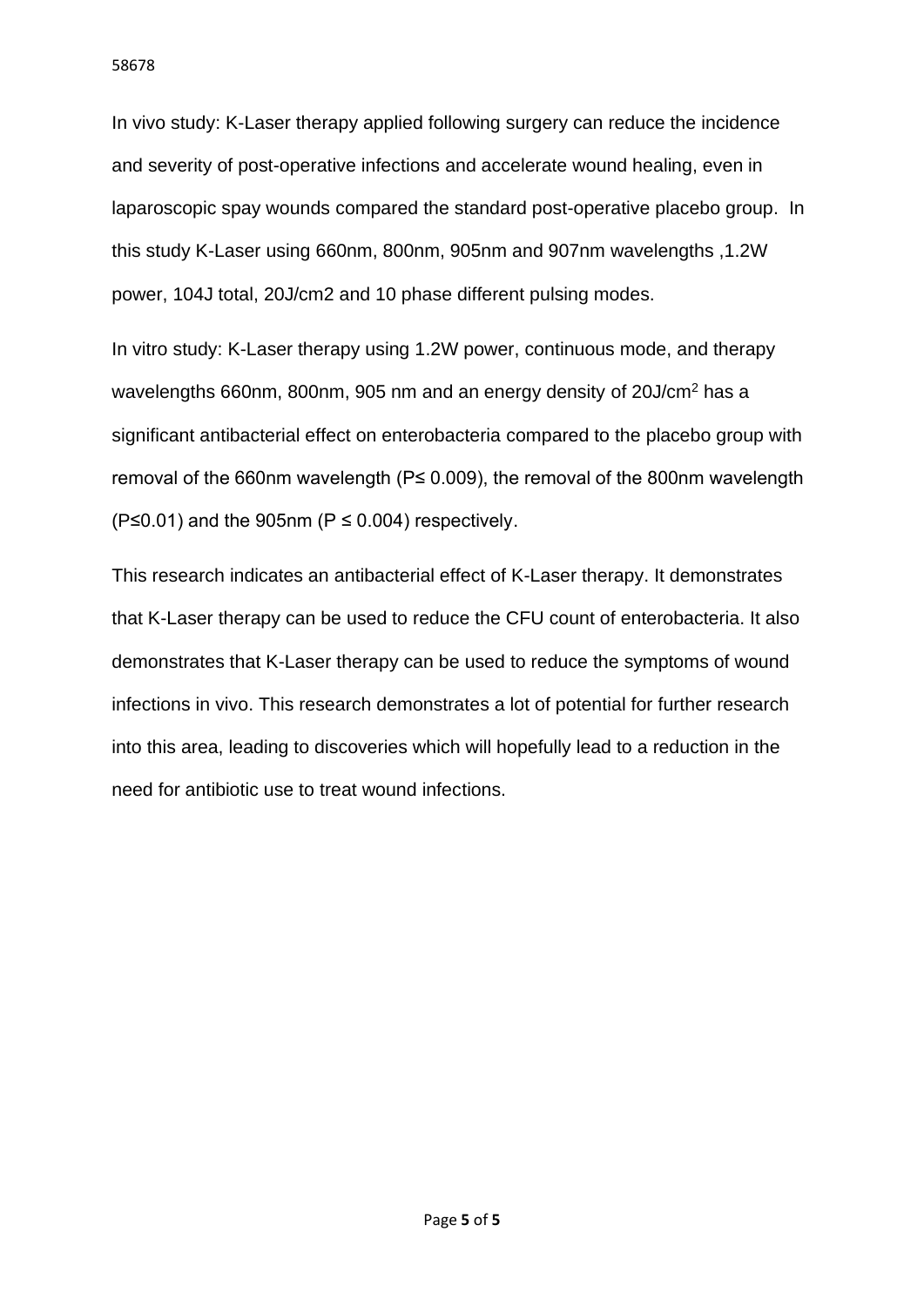In vivo study: K-Laser therapy applied following surgery can reduce the incidence and severity of post-operative infections and accelerate wound healing, even in laparoscopic spay wounds compared the standard post-operative placebo group. In this study K-Laser using 660nm, 800nm, 905nm and 907nm wavelengths ,1.2W power, 104J total, 20J/cm2 and 10 phase different pulsing modes.

In vitro study: K-Laser therapy using 1.2W power, continuous mode, and therapy wavelengths 660nm, 800nm, 905 nm and an energy density of 20J/cm$^2$ has a significant antibacterial effect on enterobacteria compared to the placebo group with removal of the 660nm wavelength ($P \leq 0.009$), the removal of the 800nm wavelength ($P \leq 0.01$) and the 905nm ($P \leq 0.004$) respectively.

This research indicates an antibacterial effect of K-Laser therapy. It demonstrates that K-Laser therapy can be used to reduce the CFU count of enterobacteria. It also demonstrates that K-Laser therapy can be used to reduce the symptoms of wound infections in vivo. This research demonstrates a lot of potential for further research into this area, leading to discoveries which will hopefully lead to a reduction in the need for antibiotic use to treat wound infections.